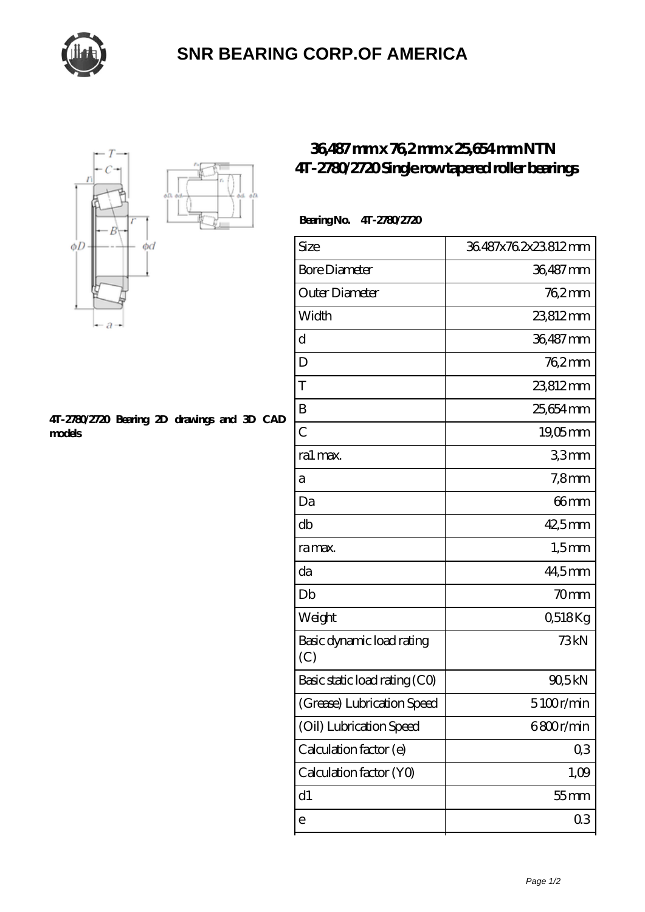# SNR BEARING CORP.OF AMERICA

## 36,487 mm x 76,2 mm x 25,654 mm NTN 4T-2780/2720 Single row tapered roller bearings

**Bearing No. 4T-2780/2720**

**4T-2780/2720 Bearing 2D drawings and 3D CAD models**

| Size | 36.487x76.2x23.812 mm |
|---|---|
| Bore Diameter | 36,487 mm |
| Outer Diameter | 76,2 mm |
| Width | 23,812 mm |
| d | 36,487 mm |
| D | 76,2 mm |
| T | 23,812 mm |
| B | 25,654 mm |
| C | 19,05 mm |
| ra1 max. | 3,3 mm |
| a | 7,8 mm |
| Da | 66 mm |
| db | 42,5 mm |
| ra max. | 1,5 mm |
| da | 44,5 mm |
| Db | 70 mm |
| Weight | 0,518 Kg |
| Basic dynamic load rating (C) | 73 kN |
| Basic static load rating (C0) | 90,5 kN |
| (Grease) Lubrication Speed | 5100 r/min |
| (Oil) Lubrication Speed | 6800 r/min |
| Calculation factor (e) | 0,3 |
| Calculation factor (Y0) | 1,09 |
| d1 | 55 mm |
| e | 0.3 |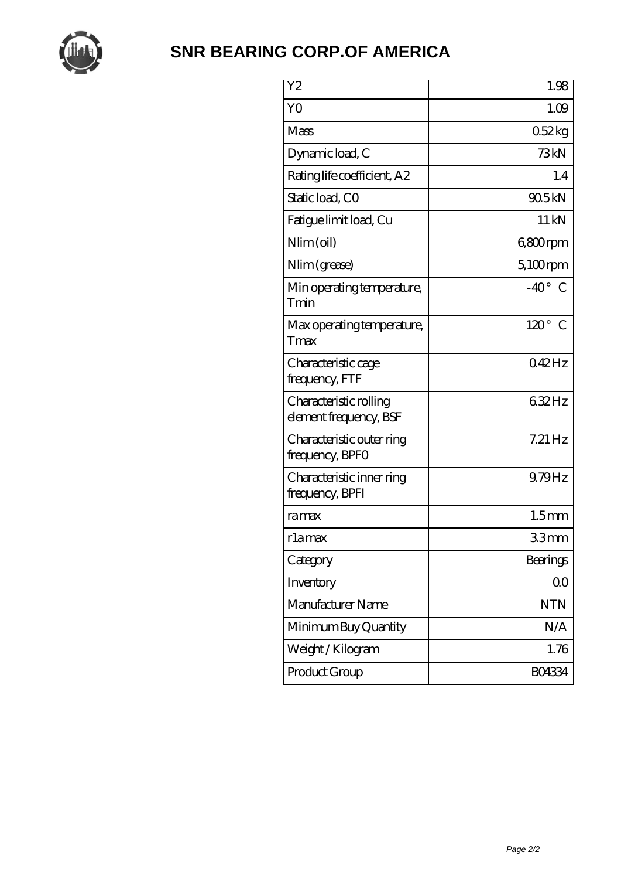# SNR BEARING CORP.OF AMERICA

| | |
|---|---|
| Y2 | 1.98 |
| Y0 | 1.09 |
| Mass | 0.52 kg |
| Dynamic load, C | 73 kN |
| Rating life coefficient, A2 | 1.4 |
| Static load, C0 | 90.5 kN |
| Fatigue limit load, Cu | 11 kN |
| Nlim (oil) | 6,800 rpm |
| Nlim (grease) | 5,100 rpm |
| Min operating temperature, Tmin | -40 ° C |
| Max operating temperature, Tmax | 120 ° C |
| Characteristic cage frequency, FTF | 0.42 Hz |
| Characteristic rolling element frequency, BSF | 6.32 Hz |
| Characteristic outer ring frequency, BPFO | 7.21 Hz |
| Characteristic inner ring frequency, BPFI | 9.79 Hz |
| ra max | 1.5 mm |
| r1a max | 3.3 mm |
| Category | Bearings |
| Inventory | 0.0 |
| Manufacturer Name | NTN |
| Minimum Buy Quantity | N/A |
| Weight / Kilogram | 1.76 |
| Product Group | B04334 |